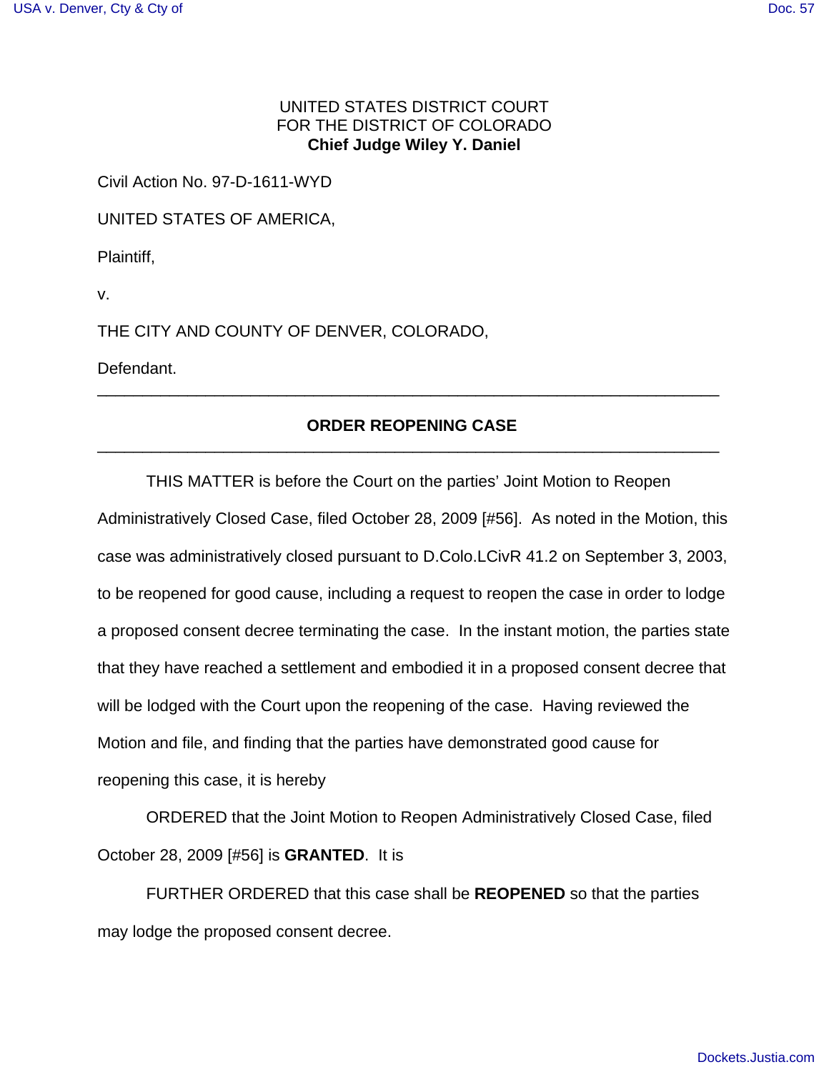UNITED STATES DISTRICT COURT
FOR THE DISTRICT OF COLORADO
**Chief Judge Wiley Y. Daniel**

Civil Action No. 97-D-1611-WYD

UNITED STATES OF AMERICA,

Plaintiff,

v.

THE CITY AND COUNTY OF DENVER, COLORADO,

Defendant.

---

## ORDER REOPENING CASE

---

THIS MATTER is before the Court on the parties' Joint Motion to Reopen Administratively Closed Case, filed October 28, 2009 [#56]. As noted in the Motion, this case was administratively closed pursuant to D.Colo.LCivR 41.2 on September 3, 2003, to be reopened for good cause, including a request to reopen the case in order to lodge a proposed consent decree terminating the case. In the instant motion, the parties state that they have reached a settlement and embodied it in a proposed consent decree that will be lodged with the Court upon the reopening of the case. Having reviewed the Motion and file, and finding that the parties have demonstrated good cause for reopening this case, it is hereby

ORDERED that the Joint Motion to Reopen Administratively Closed Case, filed October 28, 2009 [#56] is **GRANTED**. It is

FURTHER ORDERED that this case shall be **REOPENED** so that the parties may lodge the proposed consent decree.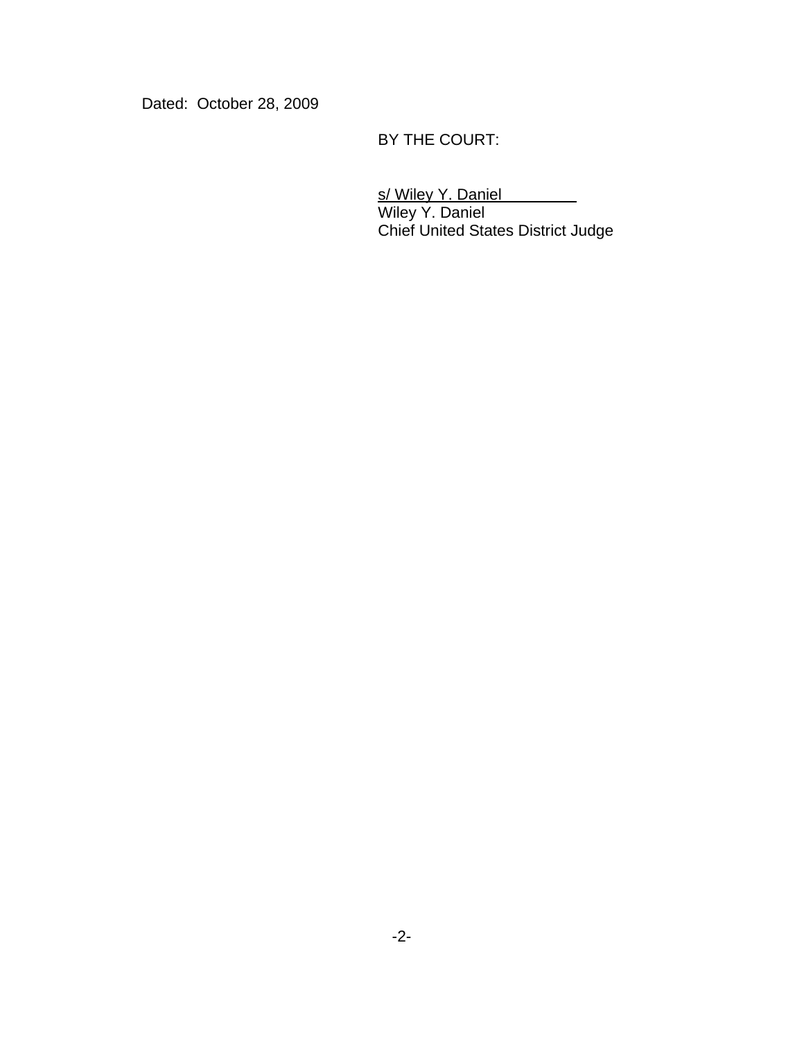Dated: October 28, 2009

BY THE COURT:

s/ Wiley Y. Daniel
Wiley Y. Daniel
Chief United States District Judge